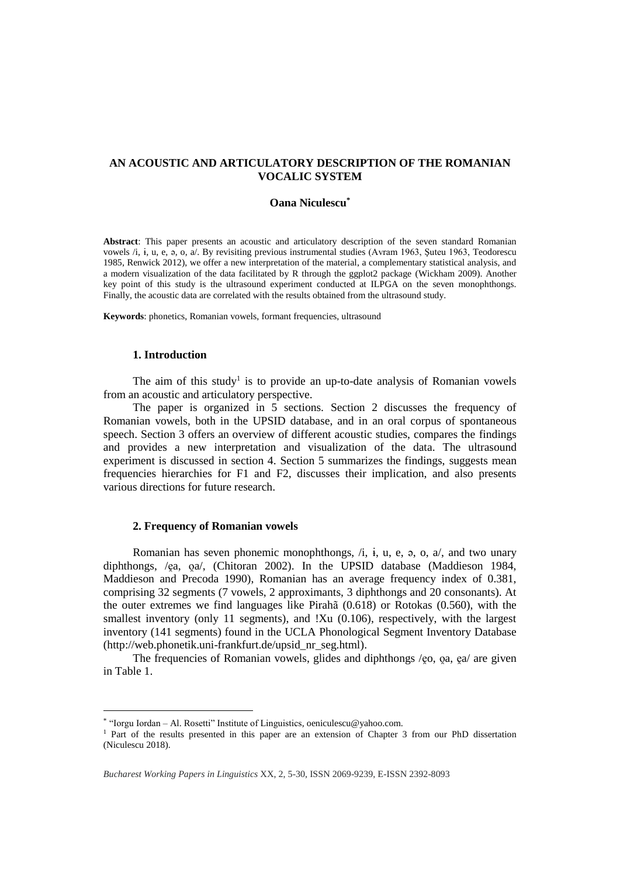# AN ACOUSTIC AND ARTICULATORY DESCRIPTION OF THE ROMANIAN VOCALIC SYSTEM

**Oana Niculescu**[*]

**Abstract**: This paper presents an acoustic and articulatory description of the seven standard Romanian vowels /i, ɨ, u, e, ə, o, a/. By revisiting previous instrumental studies (Avram 1963, Şuteu 1963, Teodorescu 1985, Renwick 2012), we offer a new interpretation of the material, a complementary statistical analysis, and a modern visualization of the data facilitated by R through the ggplot2 package (Wickham 2009). Another key point of this study is the ultrasound experiment conducted at ILPGA on the seven monophthongs. Finally, the acoustic data are correlated with the results obtained from the ultrasound study.

**Keywords**: phonetics, Romanian vowels, formant frequencies, ultrasound

## 1. Introduction

The aim of this study[1] is to provide an up-to-date analysis of Romanian vowels from an acoustic and articulatory perspective.

The paper is organized in 5 sections. Section 2 discusses the frequency of Romanian vowels, both in the UPSID database, and in an oral corpus of spontaneous speech. Section 3 offers an overview of different acoustic studies, compares the findings and provides a new interpretation and visualization of the data. The ultrasound experiment is discussed in section 4. Section 5 summarizes the findings, suggests mean frequencies hierarchies for F1 and F2, discusses their implication, and also presents various directions for future research.

## 2. Frequency of Romanian vowels

Romanian has seven phonemic monophthongs, /i, ɨ, u, e, ə, o, a/, and two unary diphthongs, /e̯a, o̯a/, (Chitoran 2002). In the UPSID database (Maddieson 1984, Maddieson and Precoda 1990), Romanian has an average frequency index of 0.381, comprising 32 segments (7 vowels, 2 approximants, 3 diphthongs and 20 consonants). At the outer extremes we find languages like Pirahã (0.618) or Rotokas (0.560), with the smallest inventory (only 11 segments), and !Xu (0.106), respectively, with the largest inventory (141 segments) found in the UCLA Phonological Segment Inventory Database (http://web.phonetik.uni-frankfurt.de/upsid_nr_seg.html).

The frequencies of Romanian vowels, glides and diphthongs /e̯o, o̯a, e̯a/ are given in Table 1.

---

[*] "Iorgu Iordan – Al. Rosetti" Institute of Linguistics, oeniculescu@yahoo.com.

[1] Part of the results presented in this paper are an extension of Chapter 3 from our PhD dissertation (Niculescu 2018).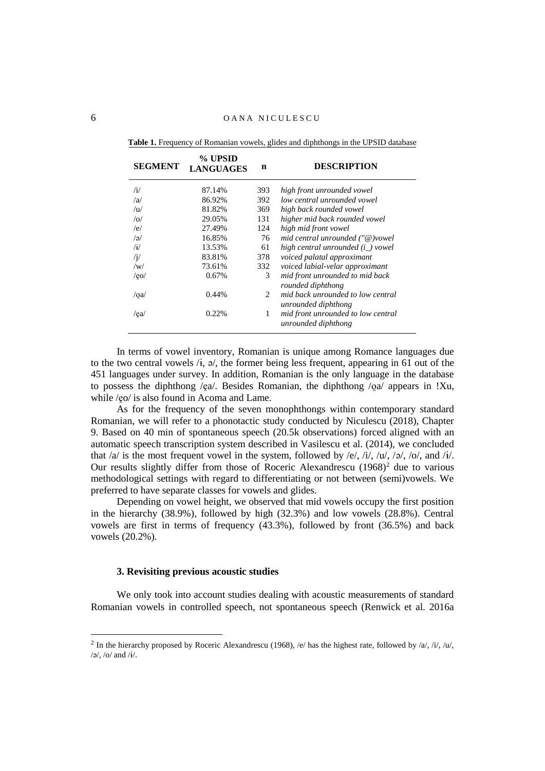**Table 1.** Frequency of Romanian vowels, glides and diphthongs in the UPSID database

| SEGMENT | % UPSID LANGUAGES | n | DESCRIPTION |
|---|---|---|---|
| /i/ | 87.14% | 393 | *high front unrounded vowel* |
| /a/ | 86.92% | 392 | *low central unrounded vowel* |
| /u/ | 81.82% | 369 | *high back rounded vowel* |
| /o/ | 29.05% | 131 | *higher mid back rounded vowel* |
| /e/ | 27.49% | 124 | *high mid front vowel* |
| /ə/ | 16.85% | 76 | *mid central unrounded ("@)vowel* |
| /ɨ/ | 13.53% | 61 | *high central unrounded (i_) vowel* |
| /j/ | 83.81% | 378 | *voiced palatal approximant* |
| /w/ | 73.61% | 332 | *voiced labial-velar approximant* |
| /e̯o/ | 0.67% | 3 | *mid front unrounded to mid back rounded diphthong* |
| /o̯a/ | 0.44% | 2 | *mid back unrounded to low central unrounded diphthong* |
| /e̯a/ | 0.22% | 1 | *mid front unrounded to low central unrounded diphthong* |

In terms of vowel inventory, Romanian is unique among Romance languages due to the two central vowels /ɨ, ə/, the former being less frequent, appearing in 61 out of the 451 languages under survey. In addition, Romanian is the only language in the database to possess the diphthong /e̯a/. Besides Romanian, the diphthong /o̯a/ appears in !Xu, while /e̯o/ is also found in Acoma and Lame.

As for the frequency of the seven monophthongs within contemporary standard Romanian, we will refer to a phonotactic study conducted by Niculescu (2018), Chapter 9. Based on 40 min of spontaneous speech (20.5k observations) forced aligned with an automatic speech transcription system described in Vasilescu et al. (2014), we concluded that /a/ is the most frequent vowel in the system, followed by /e/, /i/, /u/, /ə/, /o/, and /ɨ/. Our results slightly differ from those of Roceric Alexandrescu (1968)[2] due to various methodological settings with regard to differentiating or not between (semi)vowels. We preferred to have separate classes for vowels and glides.

Depending on vowel height, we observed that mid vowels occupy the first position in the hierarchy (38.9%), followed by high (32.3%) and low vowels (28.8%). Central vowels are first in terms of frequency (43.3%), followed by front (36.5%) and back vowels (20.2%).

### 3. Revisiting previous acoustic studies

We only took into account studies dealing with acoustic measurements of standard Romanian vowels in controlled speech, not spontaneous speech (Renwick et al. 2016a

[2] In the hierarchy proposed by Roceric Alexandrescu (1968), /e/ has the highest rate, followed by /a/, /i/, /u/, /ə/, /o/ and /ɨ/.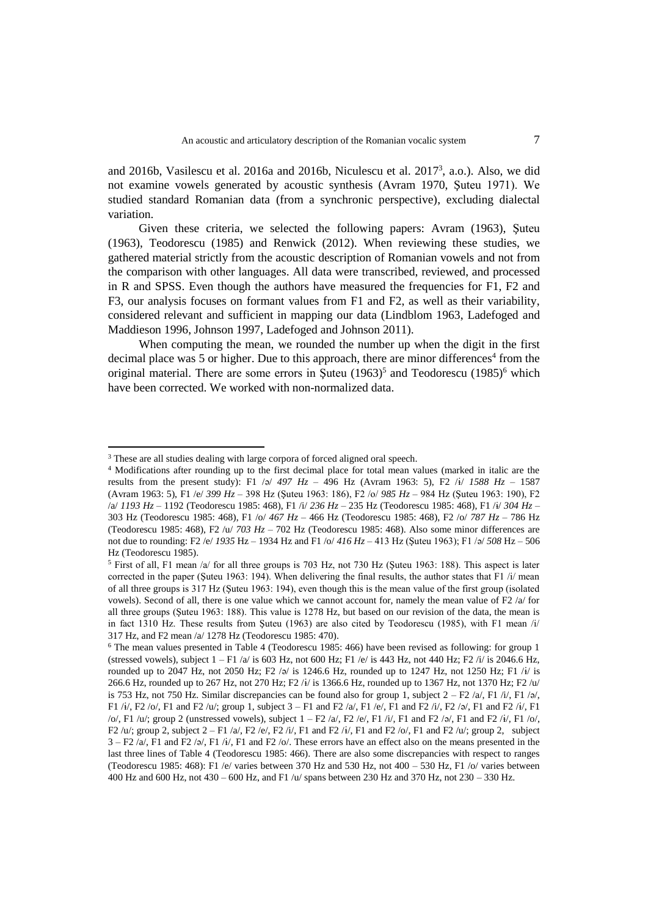and 2016b, Vasilescu et al. 2016a and 2016b, Niculescu et al. 2017[3], a.o.). Also, we did not examine vowels generated by acoustic synthesis (Avram 1970, Şuteu 1971). We studied standard Romanian data (from a synchronic perspective), excluding dialectal variation.

Given these criteria, we selected the following papers: Avram (1963), Şuteu (1963), Teodorescu (1985) and Renwick (2012). When reviewing these studies, we gathered material strictly from the acoustic description of Romanian vowels and not from the comparison with other languages. All data were transcribed, reviewed, and processed in R and SPSS. Even though the authors have measured the frequencies for F1, F2 and F3, our analysis focuses on formant values from F1 and F2, as well as their variability, considered relevant and sufficient in mapping our data (Lindblom 1963, Ladefoged and Maddieson 1996, Johnson 1997, Ladefoged and Johnson 2011).

When computing the mean, we rounded the number up when the digit in the first decimal place was 5 or higher. Due to this approach, there are minor differences[4] from the original material. There are some errors in Şuteu (1963)[5] and Teodorescu (1985)[6] which have been corrected. We worked with non-normalized data.

---

[3] These are all studies dealing with large corpora of forced aligned oral speech.

[4] Modifications after rounding up to the first decimal place for total mean values (marked in italic are the results from the present study): F1 /ə/ *497 Hz* – 496 Hz (Avram 1963: 5), F2 /ɨ/ *1588 Hz* – 1587 (Avram 1963: 5), F1 /e/ *399 Hz* – 398 Hz (Şuteu 1963: 186), F2 /o/ *985 Hz* – 984 Hz (Şuteu 1963: 190), F2 /a/ *1193 Hz* – 1192 (Teodorescu 1985: 468), F1 /i/ *236 Hz* – 235 Hz (Teodorescu 1985: 468), F1 /ɨ/ *304 Hz* – 303 Hz (Teodorescu 1985: 468), F1 /o/ *467 Hz* – 466 Hz (Teodorescu 1985: 468), F2 /o/ *787 Hz* – 786 Hz (Teodorescu 1985: 468), F2 /u/ *703 Hz* – 702 Hz (Teodorescu 1985: 468). Also some minor differences are not due to rounding: F2 /e/ *1935* Hz – 1934 Hz and F1 /o/ *416 Hz* – 413 Hz (Şuteu 1963); F1 /ə/ *508* Hz – 506 Hz (Teodorescu 1985).

[5] First of all, F1 mean /a/ for all three groups is 703 Hz, not 730 Hz (Şuteu 1963: 188). This aspect is later corrected in the paper (Şuteu 1963: 194). When delivering the final results, the author states that F1 /i/ mean of all three groups is 317 Hz (Şuteu 1963: 194), even though this is the mean value of the first group (isolated vowels). Second of all, there is one value which we cannot account for, namely the mean value of F2 /a/ for all three groups (Şuteu 1963: 188). This value is 1278 Hz, but based on our revision of the data, the mean is in fact 1310 Hz. These results from Şuteu (1963) are also cited by Teodorescu (1985), with F1 mean /i/ 317 Hz, and F2 mean /a/ 1278 Hz (Teodorescu 1985: 470).

[6] The mean values presented in Table 4 (Teodorescu 1985: 466) have been revised as following: for group 1 (stressed vowels), subject 1 – F1 /a/ is 603 Hz, not 600 Hz; F1 /e/ is 443 Hz, not 440 Hz; F2 /i/ is 2046.6 Hz, rounded up to 2047 Hz, not 2050 Hz; F2 /ə/ is 1246.6 Hz, rounded up to 1247 Hz, not 1250 Hz; F1 /ɨ/ is 266.6 Hz, rounded up to 267 Hz, not 270 Hz; F2 /ɨ/ is 1366.6 Hz, rounded up to 1367 Hz, not 1370 Hz; F2 /u/ is 753 Hz, not 750 Hz. Similar discrepancies can be found also for group 1, subject 2 – F2 /a/, F1 /i/, F1 /ə/, F1 /ɨ/, F2 /o/, F1 and F2 /u/; group 1, subject 3 – F1 and F2 /a/, F1 /e/, F1 and F2 /i/, F2 /ə/, F1 and F2 /ɨ/, F1 /o/, F1 /u/; group 2 (unstressed vowels), subject 1 – F2 /a/, F2 /e/, F1 /i/, F1 and F2 /ə/, F1 and F2 /ɨ/, F1 /o/, F2 /u/; group 2, subject 2 – F1 /a/, F2 /e/, F2 /i/, F1 and F2 /ɨ/, F1 and F2 /o/, F1 and F2 /u/; group 2, subject 3 – F2 /a/, F1 and F2 /ə/, F1 /ɨ/, F1 and F2 /o/. These errors have an effect also on the means presented in the last three lines of Table 4 (Teodorescu 1985: 466). There are also some discrepancies with respect to ranges (Teodorescu 1985: 468): F1 /e/ varies between 370 Hz and 530 Hz, not 400 – 530 Hz, F1 /o/ varies between 400 Hz and 600 Hz, not 430 – 600 Hz, and F1 /u/ spans between 230 Hz and 370 Hz, not 230 – 330 Hz.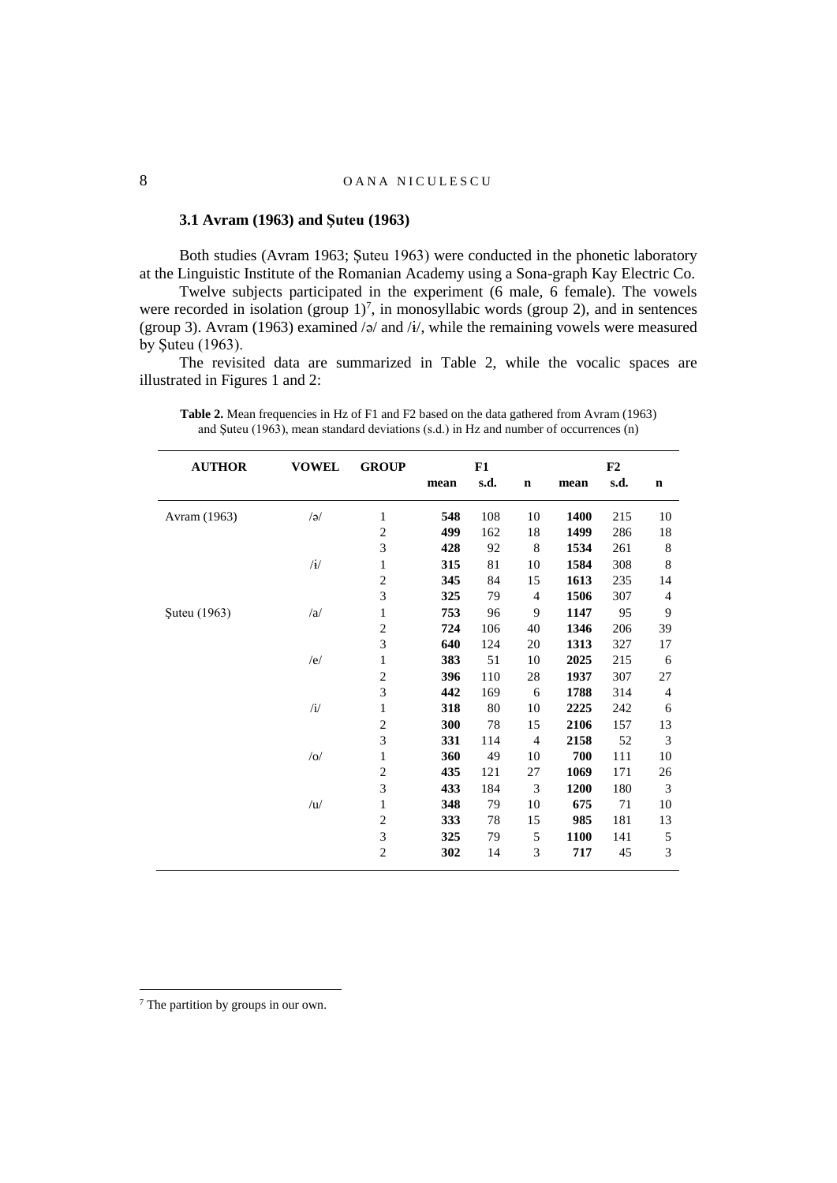### 3.1 Avram (1963) and Șuteu (1963)

Both studies (Avram 1963; Șuteu 1963) were conducted in the phonetic laboratory at the Linguistic Institute of the Romanian Academy using a Sona-graph Kay Electric Co.

Twelve subjects participated in the experiment (6 male, 6 female). The vowels were recorded in isolation (group 1)[7], in monosyllabic words (group 2), and in sentences (group 3). Avram (1963) examined /ə/ and /ɨ/, while the remaining vowels were measured by Șuteu (1963).

The revisited data are summarized in Table 2, while the vocalic spaces are illustrated in Figures 1 and 2:

**Table 2.** Mean frequencies in Hz of F1 and F2 based on the data gathered from Avram (1963) and Șuteu (1963), mean standard deviations (s.d.) in Hz and number of occurrences (n)

| AUTHOR | VOWEL | GROUP | F1 | | | F2 | | |
|---|---|---|---|---|---|---|---|---|
| | | | **mean** | **s.d.** | **n** | **mean** | **s.d.** | **n** |
| Avram (1963) | /ə/ | 1 | **548** | 108 | 10 | **1400** | 215 | 10 |
| | | 2 | **499** | 162 | 18 | **1499** | 286 | 18 |
| | | 3 | **428** | 92 | 8 | **1534** | 261 | 8 |
| | /ɨ/ | 1 | **315** | 81 | 10 | **1584** | 308 | 8 |
| | | 2 | **345** | 84 | 15 | **1613** | 235 | 14 |
| | | 3 | **325** | 79 | 4 | **1506** | 307 | 4 |
| Șuteu (1963) | /a/ | 1 | **753** | 96 | 9 | **1147** | 95 | 9 |
| | | 2 | **724** | 106 | 40 | **1346** | 206 | 39 |
| | | 3 | **640** | 124 | 20 | **1313** | 327 | 17 |
| | /e/ | 1 | **383** | 51 | 10 | **2025** | 215 | 6 |
| | | 2 | **396** | 110 | 28 | **1937** | 307 | 27 |
| | | 3 | **442** | 169 | 6 | **1788** | 314 | 4 |
| | /i/ | 1 | **318** | 80 | 10 | **2225** | 242 | 6 |
| | | 2 | **300** | 78 | 15 | **2106** | 157 | 13 |
| | | 3 | **331** | 114 | 4 | **2158** | 52 | 3 |
| | /o/ | 1 | **360** | 49 | 10 | **700** | 111 | 10 |
| | | 2 | **435** | 121 | 27 | **1069** | 171 | 26 |
| | | 3 | **433** | 184 | 3 | **1200** | 180 | 3 |
| | /u/ | 1 | **348** | 79 | 10 | **675** | 71 | 10 |
| | | 2 | **333** | 78 | 15 | **985** | 181 | 13 |
| | | 3 | **325** | 79 | 5 | **1100** | 141 | 5 |
| | | 2 | **302** | 14 | 3 | **717** | 45 | 3 |

[7] The partition by groups in our own.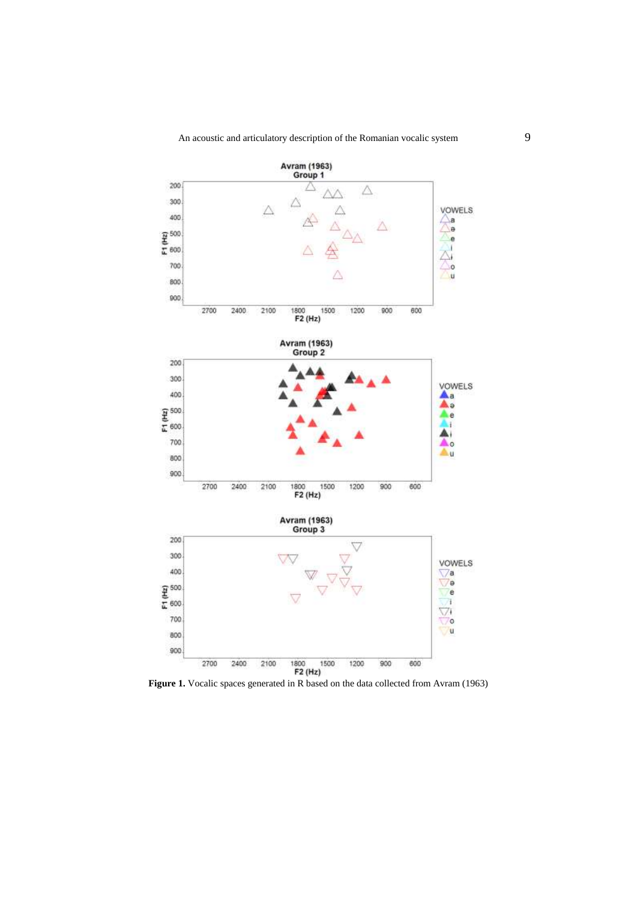**Figure 1.** Vocalic spaces generated in R based on the data collected from Avram (1963)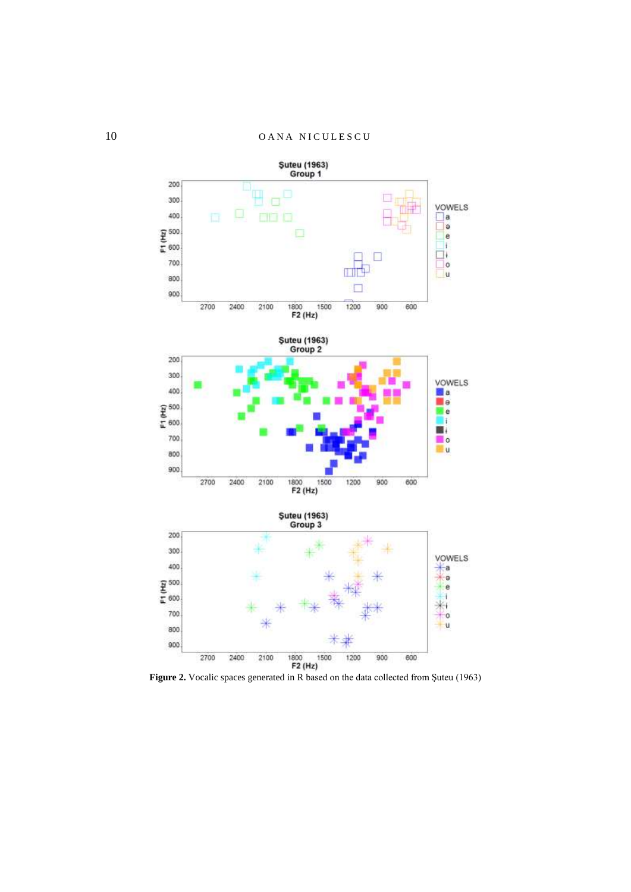**Figure 2.** Vocalic spaces generated in R based on the data collected from Şuteu (1963)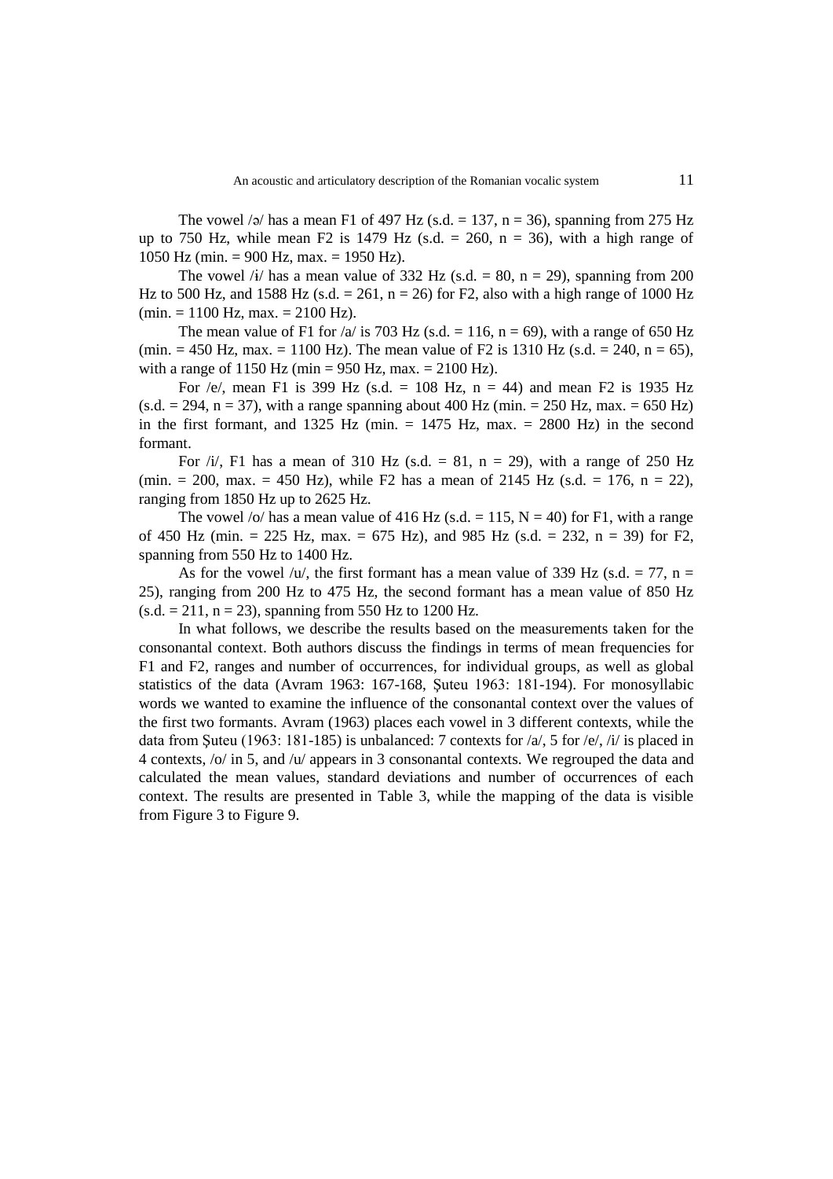The vowel /ə/ has a mean F1 of 497 Hz (s.d. = 137, n = 36), spanning from 275 Hz up to 750 Hz, while mean F2 is 1479 Hz (s.d. = 260, n = 36), with a high range of 1050 Hz (min. = 900 Hz, max. = 1950 Hz).

The vowel /ɨ/ has a mean value of 332 Hz (s.d. = 80, n = 29), spanning from 200 Hz to 500 Hz, and 1588 Hz (s.d. = 261, n = 26) for F2, also with a high range of 1000 Hz (min. = 1100 Hz, max. = 2100 Hz).

The mean value of F1 for /a/ is 703 Hz (s.d. = 116, n = 69), with a range of 650 Hz (min. = 450 Hz, max. = 1100 Hz). The mean value of F2 is 1310 Hz (s.d. = 240, n = 65), with a range of 1150 Hz (min = 950 Hz, max. = 2100 Hz).

For /e/, mean F1 is 399 Hz (s.d. = 108 Hz, n = 44) and mean F2 is 1935 Hz (s.d. = 294, n = 37), with a range spanning about 400 Hz (min. = 250 Hz, max. = 650 Hz) in the first formant, and 1325 Hz (min. = 1475 Hz, max. = 2800 Hz) in the second formant.

For /i/, F1 has a mean of 310 Hz (s.d. = 81, n = 29), with a range of 250 Hz (min. = 200, max. = 450 Hz), while F2 has a mean of 2145 Hz (s.d. = 176, n = 22), ranging from 1850 Hz up to 2625 Hz.

The vowel /o/ has a mean value of 416 Hz (s.d. = 115, N = 40) for F1, with a range of 450 Hz (min. = 225 Hz, max. = 675 Hz), and 985 Hz (s.d. = 232, n = 39) for F2, spanning from 550 Hz to 1400 Hz.

As for the vowel /u/, the first formant has a mean value of 339 Hz (s.d. = 77, n = 25), ranging from 200 Hz to 475 Hz, the second formant has a mean value of 850 Hz (s.d. = 211, n = 23), spanning from 550 Hz to 1200 Hz.

In what follows, we describe the results based on the measurements taken for the consonantal context. Both authors discuss the findings in terms of mean frequencies for F1 and F2, ranges and number of occurrences, for individual groups, as well as global statistics of the data (Avram 1963: 167-168, Șuteu 1963: 181-194). For monosyllabic words we wanted to examine the influence of the consonantal context over the values of the first two formants. Avram (1963) places each vowel in 3 different contexts, while the data from Șuteu (1963: 181-185) is unbalanced: 7 contexts for /a/, 5 for /e/, /i/ is placed in 4 contexts, /o/ in 5, and /u/ appears in 3 consonantal contexts. We regrouped the data and calculated the mean values, standard deviations and number of occurrences of each context. The results are presented in Table 3, while the mapping of the data is visible from Figure 3 to Figure 9.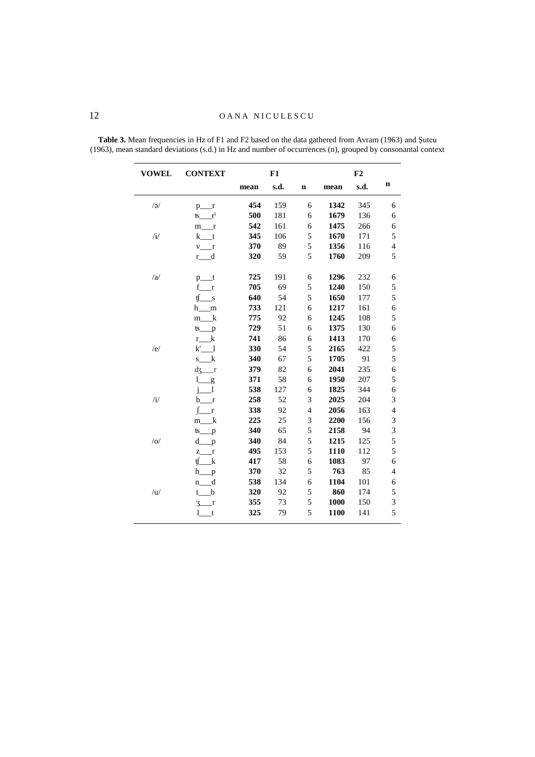**Table 3.** Mean frequencies in Hz of F1 and F2 based on the data gathered from Avram (1963) and Şuteu (1963), mean standard deviations (s.d.) in Hz and number of occurrences (n), grouped by consonantal context

| VOWEL | CONTEXT | F1 | | | F2 | | |
|---|---|---|---|---|---|---|---|
| | | mean | s.d. | n | mean | s.d. | n |
| /ə/ | p___r | **454** | 159 | 6 | **1342** | 345 | 6 |
| | ts___rʲ | **500** | 181 | 6 | **1679** | 136 | 6 |
| | m___r | **542** | 161 | 6 | **1475** | 266 | 6 |
| /ɨ/ | k___t | **345** | 106 | 5 | **1670** | 171 | 5 |
| | v___r | **370** | 89 | 5 | **1356** | 116 | 4 |
| | r___d | **320** | 59 | 5 | **1760** | 209 | 5 |
| /a/ | p___t | **725** | 191 | 6 | **1296** | 232 | 6 |
| | f___r | **705** | 69 | 5 | **1240** | 150 | 5 |
| | ʧ___s | **640** | 54 | 5 | **1650** | 177 | 5 |
| | h___m | **733** | 121 | 6 | **1217** | 161 | 6 |
| | m___k | **775** | 92 | 6 | **1245** | 108 | 5 |
| | ts___p | **729** | 51 | 6 | **1375** | 130 | 6 |
| | r___k | **741** | 86 | 6 | **1413** | 170 | 6 |
| /e/ | k'___l | **330** | 54 | 5 | **2165** | 422 | 5 |
| | s___k | **340** | 67 | 5 | **1705** | 91 | 5 |
| | ʤ___r | **379** | 82 | 6 | **2041** | 235 | 6 |
| | l___g | **371** | 58 | 6 | **1950** | 207 | 5 |
| | j___l | **538** | 127 | 6 | **1825** | 344 | 6 |
| /i/ | b___r | **258** | 52 | 3 | **2025** | 204 | 3 |
| | ʃ___r | **338** | 92 | 4 | **2056** | 163 | 4 |
| | m___k | **225** | 25 | 3 | **2200** | 156 | 3 |
| | ts___p | **340** | 65 | 5 | **2158** | 94 | 3 |
| /o/ | d___p | **340** | 84 | 5 | **1215** | 125 | 5 |
| | z___r | **495** | 153 | 5 | **1110** | 112 | 5 |
| | ʧ___k | **417** | 58 | 6 | **1083** | 97 | 6 |
| | h___p | **370** | 32 | 5 | **763** | 85 | 4 |
| | n___d | **538** | 134 | 6 | **1104** | 101 | 6 |
| /u/ | t___b | **320** | 92 | 5 | **860** | 174 | 5 |
| | ʒ___r | **355** | 73 | 5 | **1000** | 150 | 3 |
| | l___t | **325** | 79 | 5 | **1100** | 141 | 5 |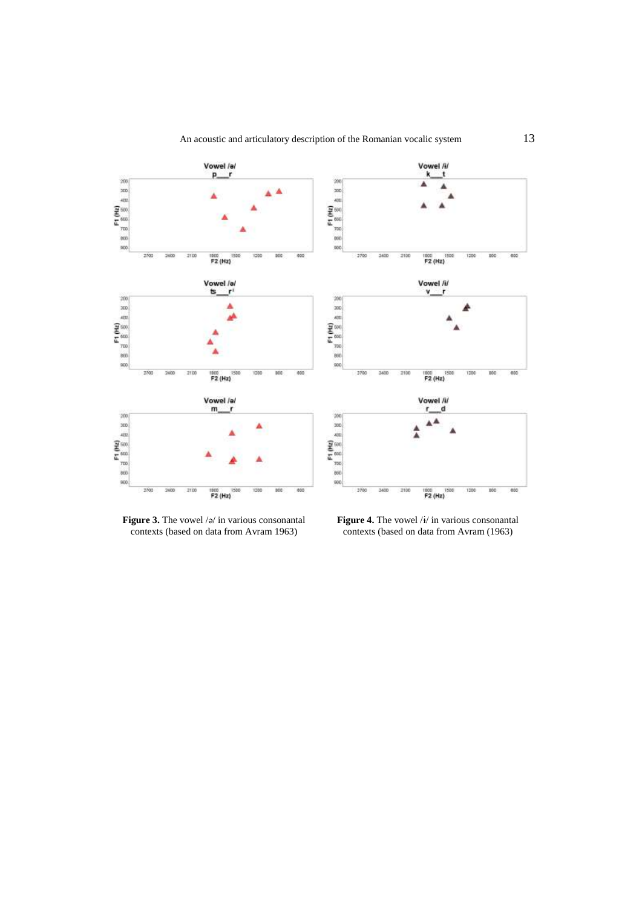**Figure 3.** The vowel /ə/ in various consonantal contexts (based on data from Avram 1963)

**Figure 4.** The vowel /ɨ/ in various consonantal contexts (based on data from Avram (1963)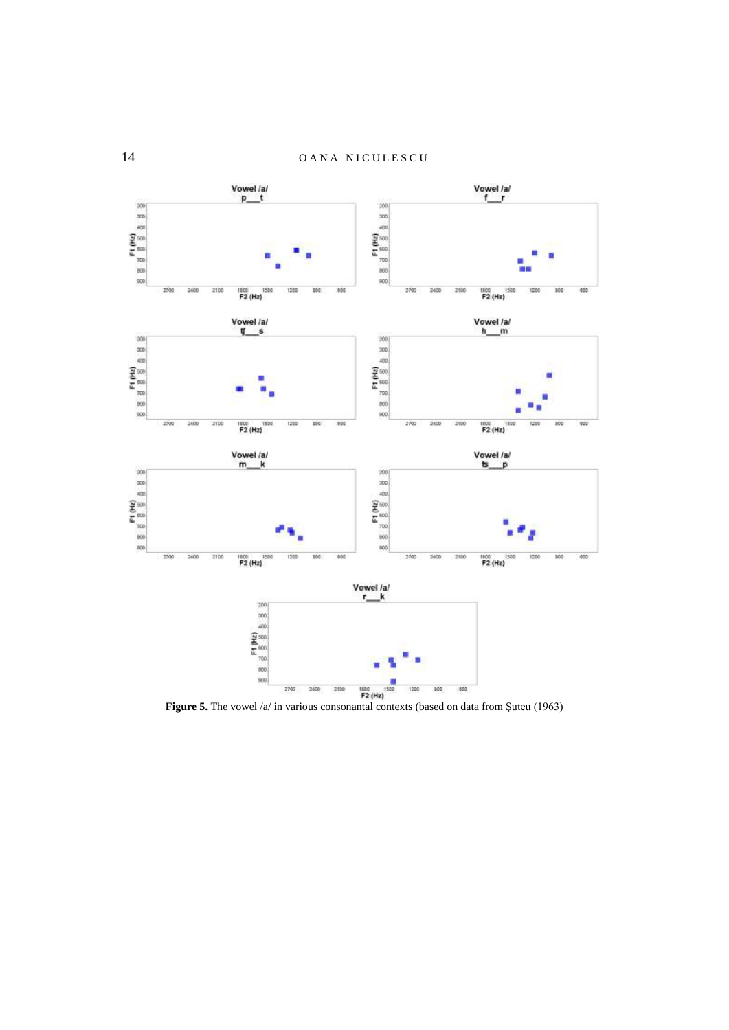Figure 5. The vowel /a/ in various consonantal contexts (based on data from Șuteu (1963)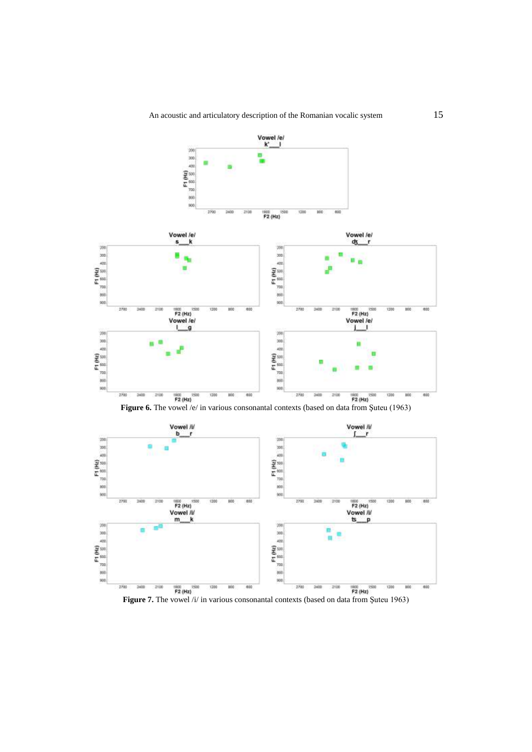Figure 6. The vowel /e/ in various consonantal contexts (based on data from Şuteu (1963)

Figure 7. The vowel /i/ in various consonantal contexts (based on data from Şuteu 1963)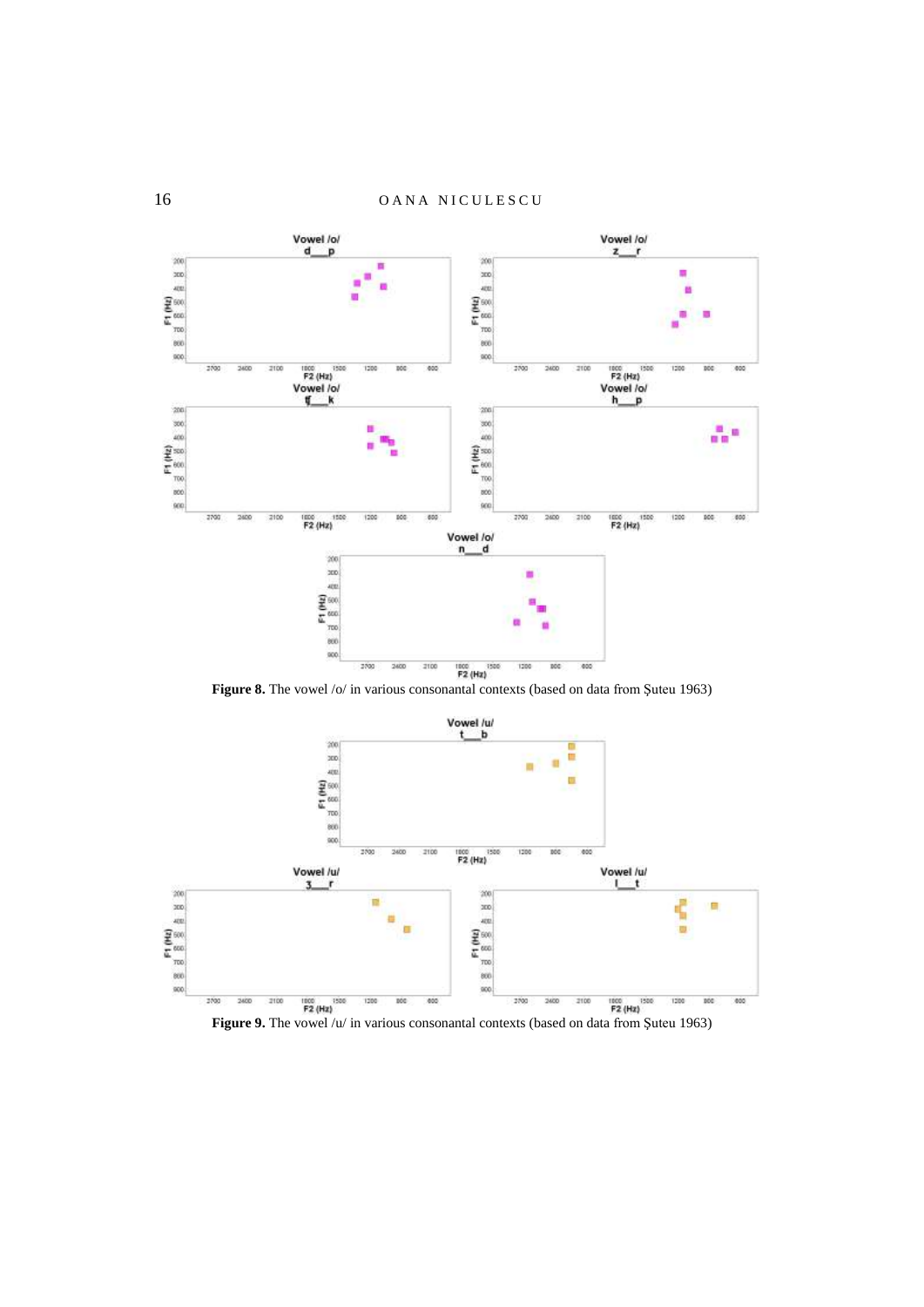**Figure 8.** The vowel /o/ in various consonantal contexts (based on data from Șuteu 1963)

**Figure 9.** The vowel /u/ in various consonantal contexts (based on data from Șuteu 1963)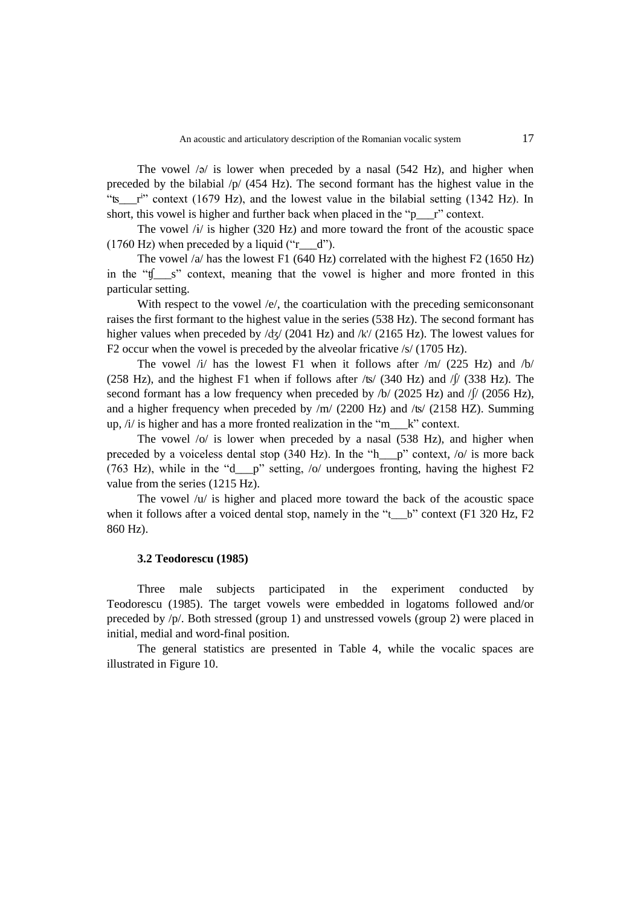The vowel /ə/ is lower when preceded by a nasal (542 Hz), and higher when preceded by the bilabial /p/ (454 Hz). The second formant has the highest value in the "ʦ___rʲ" context (1679 Hz), and the lowest value in the bilabial setting (1342 Hz). In short, this vowel is higher and further back when placed in the "p___r" context.

The vowel /ɨ/ is higher (320 Hz) and more toward the front of the acoustic space (1760 Hz) when preceded by a liquid ("r___d").

The vowel /a/ has the lowest F1 (640 Hz) correlated with the highest F2 (1650 Hz) in the "ʧ___s" context, meaning that the vowel is higher and more fronted in this particular setting.

With respect to the vowel /e/, the coarticulation with the preceding semiconsonant raises the first formant to the highest value in the series (538 Hz). The second formant has higher values when preceded by /ʤ/ (2041 Hz) and /kʲ/ (2165 Hz). The lowest values for F2 occur when the vowel is preceded by the alveolar fricative /s/ (1705 Hz).

The vowel /i/ has the lowest F1 when it follows after /m/ (225 Hz) and /b/ (258 Hz), and the highest F1 when if follows after /ʦ/ (340 Hz) and /ʃ/ (338 Hz). The second formant has a low frequency when preceded by /b/ (2025 Hz) and /ʃ/ (2056 Hz), and a higher frequency when preceded by /m/ (2200 Hz) and /ʦ/ (2158 HZ). Summing up, /i/ is higher and has a more fronted realization in the "m___k" context.

The vowel /o/ is lower when preceded by a nasal (538 Hz), and higher when preceded by a voiceless dental stop (340 Hz). In the "h___p" context, /o/ is more back (763 Hz), while in the "d___p" setting, /o/ undergoes fronting, having the highest F2 value from the series (1215 Hz).

The vowel /u/ is higher and placed more toward the back of the acoustic space when it follows after a voiced dental stop, namely in the "t___b" context (F1 320 Hz, F2 860 Hz).

### 3.2 Teodorescu (1985)

Three male subjects participated in the experiment conducted by Teodorescu (1985). The target vowels were embedded in logatoms followed and/or preceded by /p/. Both stressed (group 1) and unstressed vowels (group 2) were placed in initial, medial and word-final position.

The general statistics are presented in Table 4, while the vocalic spaces are illustrated in Figure 10.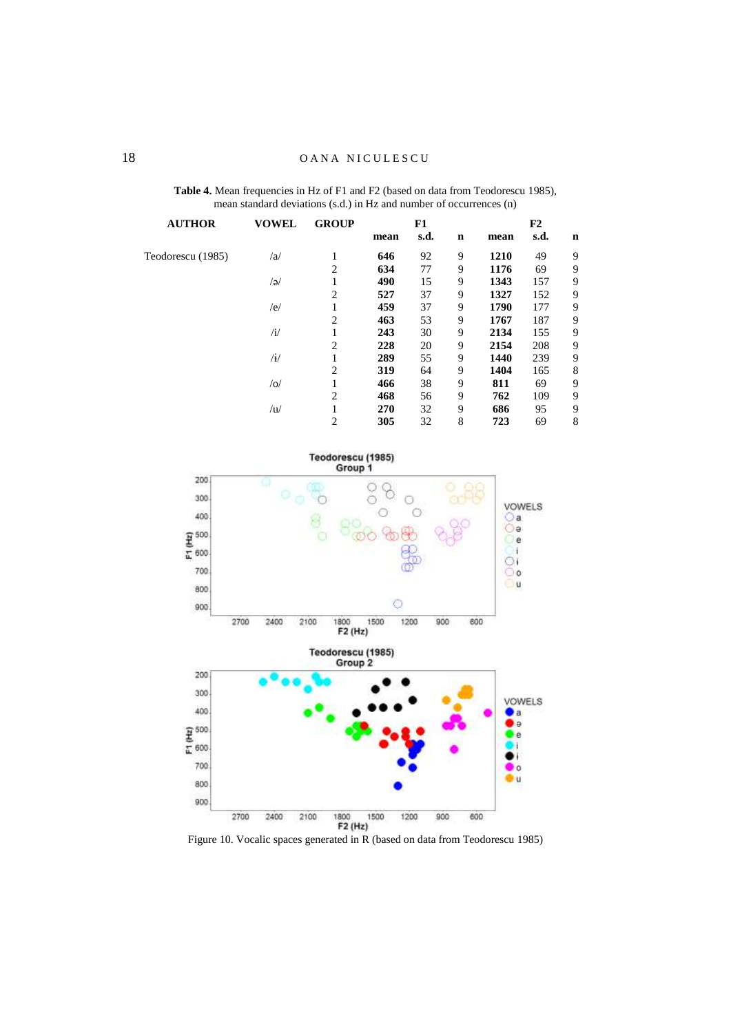**Table 4.** Mean frequencies in Hz of F1 and F2 (based on data from Teodorescu 1985), mean standard deviations (s.d.) in Hz and number of occurrences (n)

| AUTHOR | VOWEL | GROUP | F1 | | | F2 | | |
|---|---|---|---|---|---|---|---|---|
| | | | **mean** | **s.d.** | **n** | **mean** | **s.d.** | **n** |
| Teodorescu (1985) | /a/ | 1 | **646** | 92 | 9 | **1210** | 49 | 9 |
| | | 2 | **634** | 77 | 9 | **1176** | 69 | 9 |
| | /ə/ | 1 | **490** | 15 | 9 | **1343** | 157 | 9 |
| | | 2 | **527** | 37 | 9 | **1327** | 152 | 9 |
| | /e/ | 1 | **459** | 37 | 9 | **1790** | 177 | 9 |
| | | 2 | **463** | 53 | 9 | **1767** | 187 | 9 |
| | /i/ | 1 | **243** | 30 | 9 | **2134** | 155 | 9 |
| | | 2 | **228** | 20 | 9 | **2154** | 208 | 9 |
| | /ɨ/ | 1 | **289** | 55 | 9 | **1440** | 239 | 9 |
| | | 2 | **319** | 64 | 9 | **1404** | 165 | 8 |
| | /o/ | 1 | **466** | 38 | 9 | **811** | 69 | 9 |
| | | 2 | **468** | 56 | 9 | **762** | 109 | 9 |
| | /u/ | 1 | **270** | 32 | 9 | **686** | 95 | 9 |
| | | 2 | **305** | 32 | 8 | **723** | 69 | 8 |

Figure 10. Vocalic spaces generated in R (based on data from Teodorescu 1985)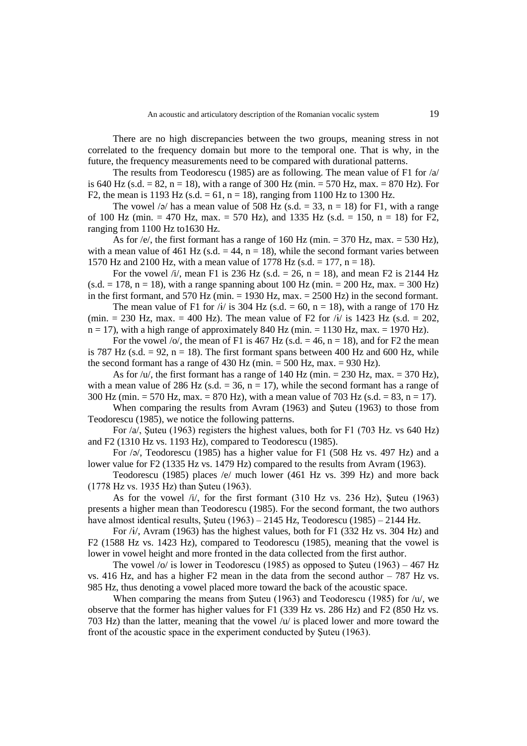There are no high discrepancies between the two groups, meaning stress in not correlated to the frequency domain but more to the temporal one. That is why, in the future, the frequency measurements need to be compared with durational patterns.

The results from Teodorescu (1985) are as following. The mean value of F1 for /a/ is 640 Hz (s.d. = 82, n = 18), with a range of 300 Hz (min. = 570 Hz, max. = 870 Hz). For F2, the mean is 1193 Hz (s.d. = 61, n = 18), ranging from 1100 Hz to 1300 Hz.

The vowel /ə/ has a mean value of 508 Hz (s.d. = 33, n = 18) for F1, with a range of 100 Hz (min. = 470 Hz, max. = 570 Hz), and 1335 Hz (s.d. = 150, n = 18) for F2, ranging from 1100 Hz to1630 Hz.

As for /e/, the first formant has a range of 160 Hz (min. = 370 Hz, max. = 530 Hz), with a mean value of 461 Hz (s.d. = 44, n = 18), while the second formant varies between 1570 Hz and 2100 Hz, with a mean value of 1778 Hz (s.d. = 177, n = 18).

For the vowel /i/, mean F1 is 236 Hz (s.d. = 26, n = 18), and mean F2 is 2144 Hz (s.d. = 178, n = 18), with a range spanning about 100 Hz (min. = 200 Hz, max. = 300 Hz) in the first formant, and 570 Hz (min. = 1930 Hz, max. = 2500 Hz) in the second formant.

The mean value of F1 for /ɨ/ is 304 Hz (s.d. = 60, n = 18), with a range of 170 Hz (min. = 230 Hz, max. = 400 Hz). The mean value of F2 for /ɨ/ is 1423 Hz (s.d. = 202, n = 17), with a high range of approximately 840 Hz (min. = 1130 Hz, max. = 1970 Hz).

For the vowel /o/, the mean of F1 is 467 Hz (s.d. = 46, n = 18), and for F2 the mean is 787 Hz (s.d. = 92, n = 18). The first formant spans between 400 Hz and 600 Hz, while the second formant has a range of 430 Hz (min. = 500 Hz, max. = 930 Hz).

As for /u/, the first formant has a range of 140 Hz (min. = 230 Hz, max. = 370 Hz), with a mean value of 286 Hz (s.d. = 36, n = 17), while the second formant has a range of 300 Hz (min. = 570 Hz, max. = 870 Hz), with a mean value of 703 Hz (s.d. = 83, n = 17).

When comparing the results from Avram (1963) and Şuteu (1963) to those from Teodorescu (1985), we notice the following patterns.

For /a/, Şuteu (1963) registers the highest values, both for F1 (703 Hz. vs 640 Hz) and F2 (1310 Hz vs. 1193 Hz), compared to Teodorescu (1985).

For /ə/, Teodorescu (1985) has a higher value for F1 (508 Hz vs. 497 Hz) and a lower value for F2 (1335 Hz vs. 1479 Hz) compared to the results from Avram (1963).

Teodorescu (1985) places /e/ much lower (461 Hz vs. 399 Hz) and more back (1778 Hz vs. 1935 Hz) than Şuteu (1963).

As for the vowel /i/, for the first formant (310 Hz vs. 236 Hz), Şuteu (1963) presents a higher mean than Teodorescu (1985). For the second formant, the two authors have almost identical results, Şuteu (1963) – 2145 Hz, Teodorescu (1985) – 2144 Hz.

For /ɨ/, Avram (1963) has the highest values, both for F1 (332 Hz vs. 304 Hz) and F2 (1588 Hz vs. 1423 Hz), compared to Teodorescu (1985), meaning that the vowel is lower in vowel height and more fronted in the data collected from the first author.

The vowel /o/ is lower in Teodorescu (1985) as opposed to Şuteu (1963) – 467 Hz vs. 416 Hz, and has a higher F2 mean in the data from the second author – 787 Hz vs. 985 Hz, thus denoting a vowel placed more toward the back of the acoustic space.

When comparing the means from Şuteu (1963) and Teodorescu (1985) for /u/, we observe that the former has higher values for F1 (339 Hz vs. 286 Hz) and F2 (850 Hz vs. 703 Hz) than the latter, meaning that the vowel /u/ is placed lower and more toward the front of the acoustic space in the experiment conducted by Şuteu (1963).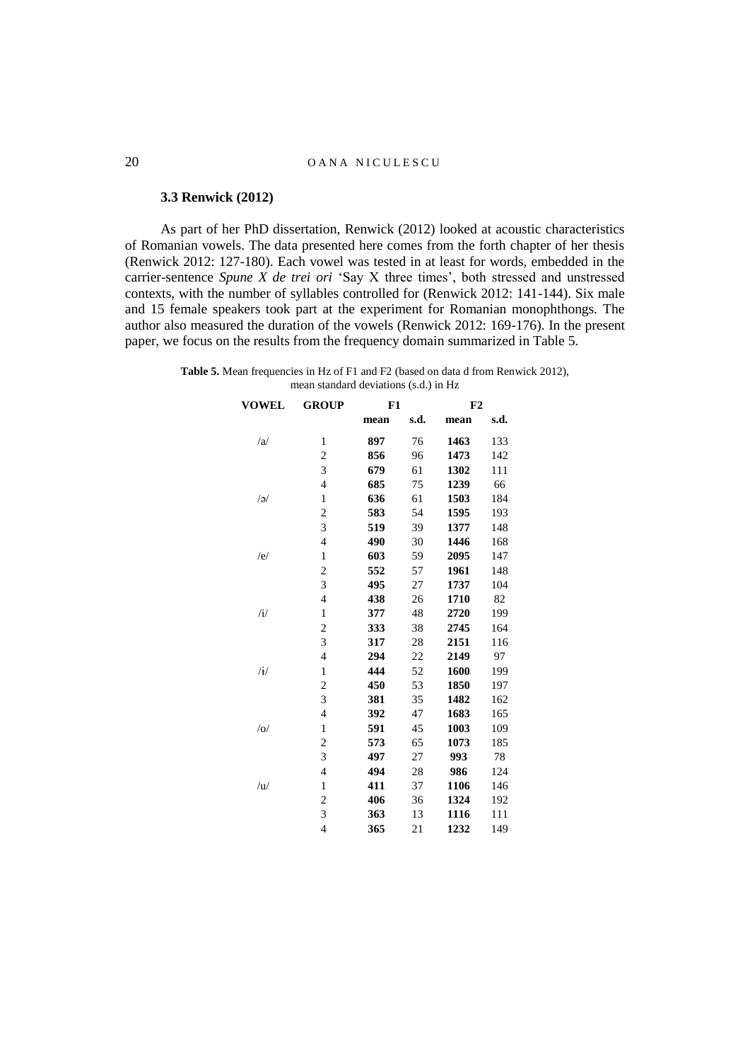### 3.3 Renwick (2012)

As part of her PhD dissertation, Renwick (2012) looked at acoustic characteristics of Romanian vowels. The data presented here comes from the forth chapter of her thesis (Renwick 2012: 127-180). Each vowel was tested in at least for words, embedded in the carrier-sentence *Spune X de trei ori* 'Say X three times', both stressed and unstressed contexts, with the number of syllables controlled for (Renwick 2012: 141-144). Six male and 15 female speakers took part at the experiment for Romanian monophthongs. The author also measured the duration of the vowels (Renwick 2012: 169-176). In the present paper, we focus on the results from the frequency domain summarized in Table 5.

**Table 5.** Mean frequencies in Hz of F1 and F2 (based on data d from Renwick 2012), mean standard deviations (s.d.) in Hz

| VOWEL | GROUP | F1 | | F2 | |
|---|---|---|---|---|---|
| | | mean | s.d. | mean | s.d. |
| /a/ | 1 | **897** | 76 | **1463** | 133 |
| | 2 | **856** | 96 | **1473** | 142 |
| | 3 | **679** | 61 | **1302** | 111 |
| | 4 | **685** | 75 | **1239** | 66 |
| /ə/ | 1 | **636** | 61 | **1503** | 184 |
| | 2 | **583** | 54 | **1595** | 193 |
| | 3 | **519** | 39 | **1377** | 148 |
| | 4 | **490** | 30 | **1446** | 168 |
| /e/ | 1 | **603** | 59 | **2095** | 147 |
| | 2 | **552** | 57 | **1961** | 148 |
| | 3 | **495** | 27 | **1737** | 104 |
| | 4 | **438** | 26 | **1710** | 82 |
| /i/ | 1 | **377** | 48 | **2720** | 199 |
| | 2 | **333** | 38 | **2745** | 164 |
| | 3 | **317** | 28 | **2151** | 116 |
| | 4 | **294** | 22 | **2149** | 97 |
| /ɨ/ | 1 | **444** | 52 | **1600** | 199 |
| | 2 | **450** | 53 | **1850** | 197 |
| | 3 | **381** | 35 | **1482** | 162 |
| | 4 | **392** | 47 | **1683** | 165 |
| /o/ | 1 | **591** | 45 | **1003** | 109 |
| | 2 | **573** | 65 | **1073** | 185 |
| | 3 | **497** | 27 | **993** | 78 |
| | 4 | **494** | 28 | **986** | 124 |
| /u/ | 1 | **411** | 37 | **1106** | 146 |
| | 2 | **406** | 36 | **1324** | 192 |
| | 3 | **363** | 13 | **1116** | 111 |
| | 4 | **365** | 21 | **1232** | 149 |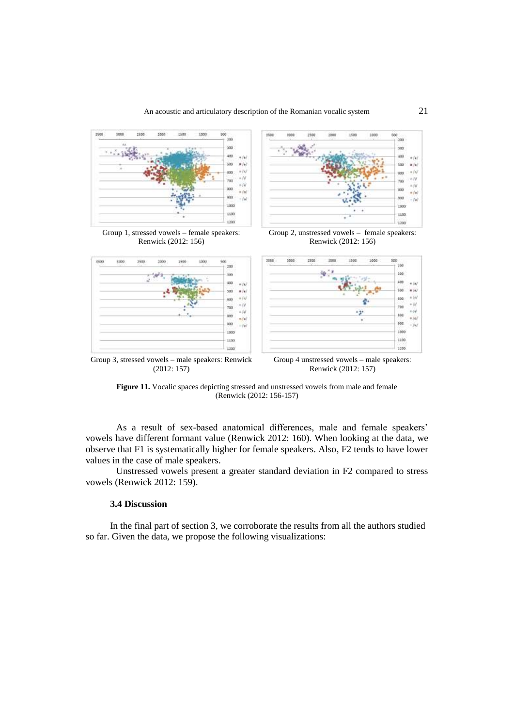Group 1, stressed vowels – female speakers: Renwick (2012: 156)

Group 2, unstressed vowels – female speakers: Renwick (2012: 156)

Group 3, stressed vowels – male speakers: Renwick (2012: 157)

Group 4 unstressed vowels – male speakers: Renwick (2012: 157)

**Figure 11.** Vocalic spaces depicting stressed and unstressed vowels from male and female (Renwick (2012: 156-157)

As a result of sex-based anatomical differences, male and female speakers' vowels have different formant value (Renwick 2012: 160). When looking at the data, we observe that F1 is systematically higher for female speakers. Also, F2 tends to have lower values in the case of male speakers.

Unstressed vowels present a greater standard deviation in F2 compared to stress vowels (Renwick 2012: 159).

### 3.4 Discussion

In the final part of section 3, we corroborate the results from all the authors studied so far. Given the data, we propose the following visualizations: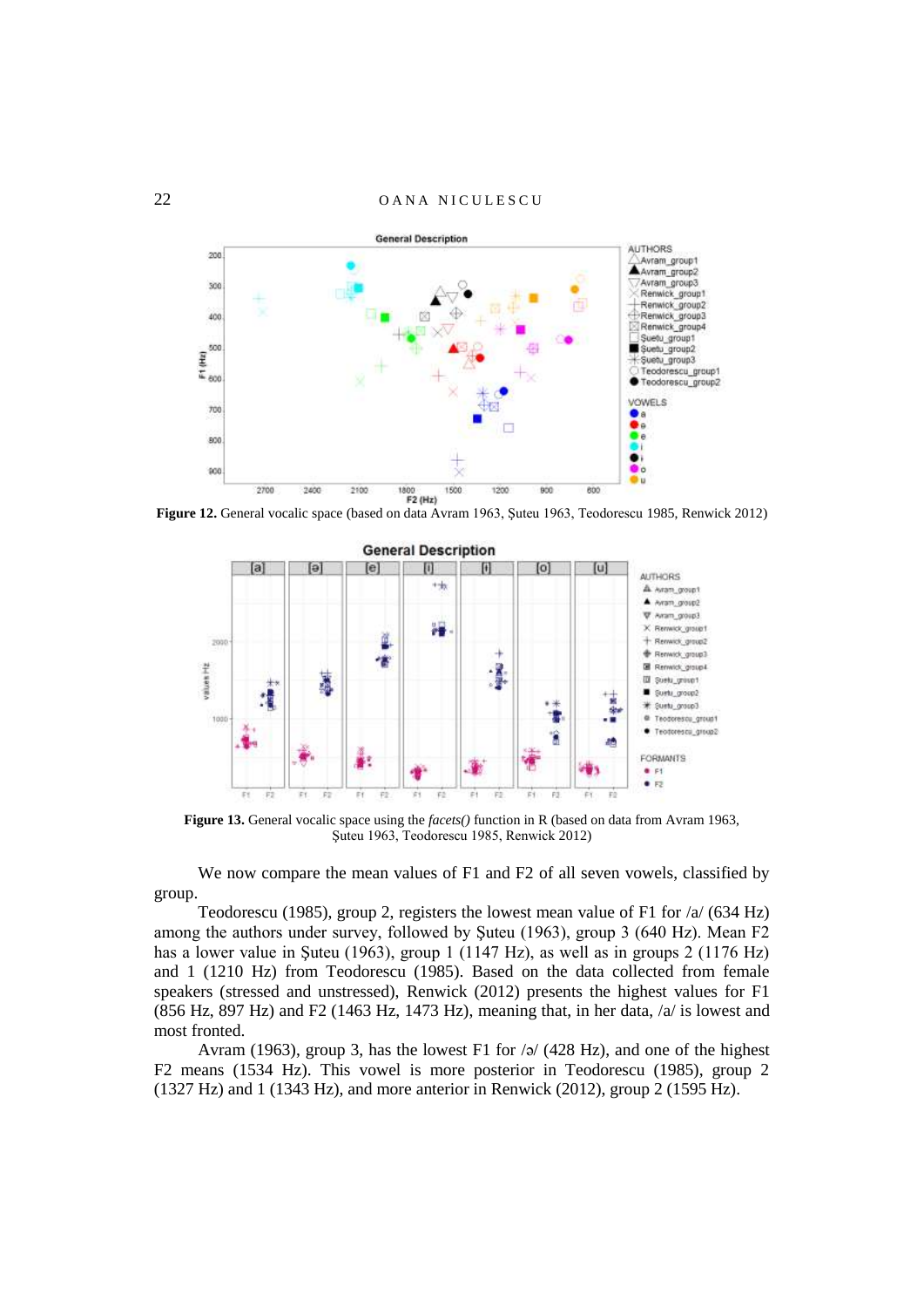**Figure 12.** General vocalic space (based on data Avram 1963, Şuteu 1963, Teodorescu 1985, Renwick 2012)

**Figure 13.** General vocalic space using the *facets()* function in R (based on data from Avram 1963, Şuteu 1963, Teodorescu 1985, Renwick 2012)

We now compare the mean values of F1 and F2 of all seven vowels, classified by group.

Teodorescu (1985), group 2, registers the lowest mean value of F1 for /a/ (634 Hz) among the authors under survey, followed by Şuteu (1963), group 3 (640 Hz). Mean F2 has a lower value in Şuteu (1963), group 1 (1147 Hz), as well as in groups 2 (1176 Hz) and 1 (1210 Hz) from Teodorescu (1985). Based on the data collected from female speakers (stressed and unstressed), Renwick (2012) presents the highest values for F1 (856 Hz, 897 Hz) and F2 (1463 Hz, 1473 Hz), meaning that, in her data, /a/ is lowest and most fronted.

Avram (1963), group 3, has the lowest F1 for /ə/ (428 Hz), and one of the highest F2 means (1534 Hz). This vowel is more posterior in Teodorescu (1985), group 2 (1327 Hz) and 1 (1343 Hz), and more anterior in Renwick (2012), group 2 (1595 Hz).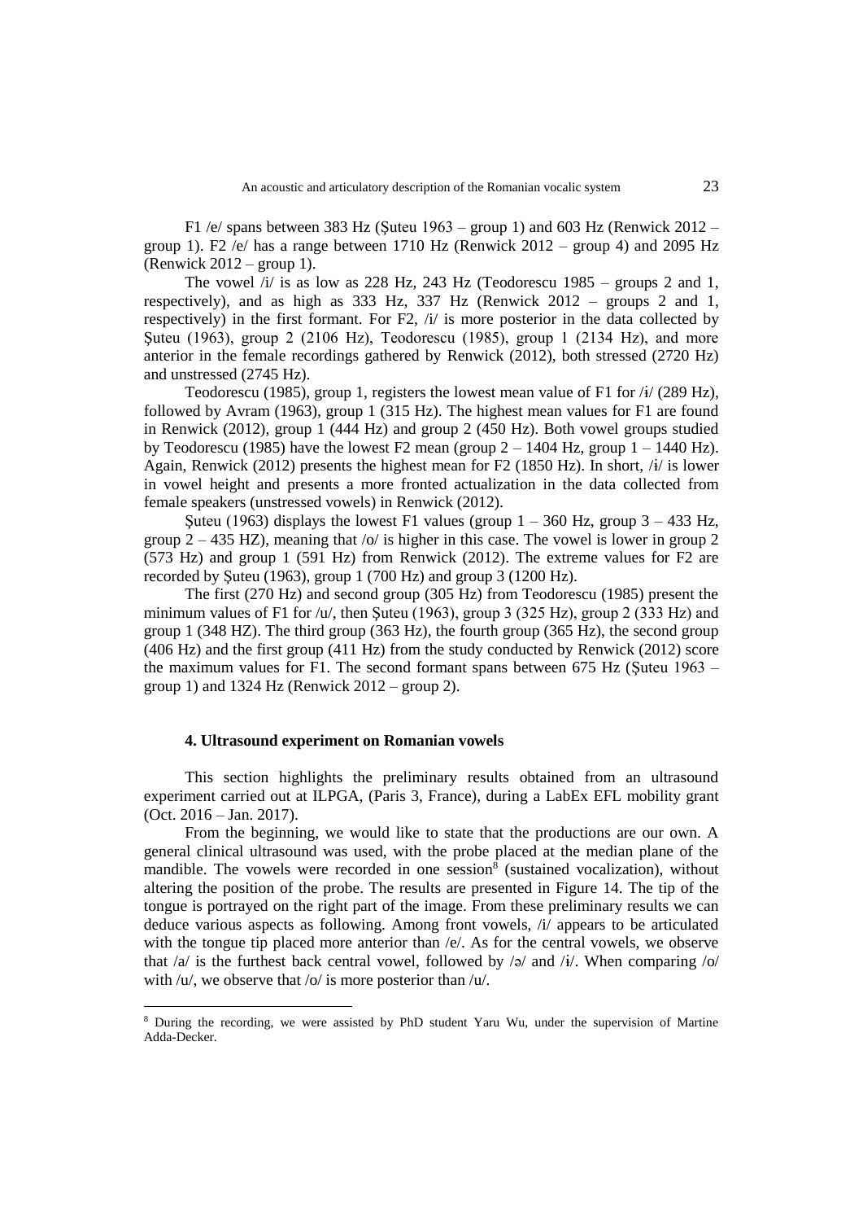F1 /e/ spans between 383 Hz (Şuteu 1963 – group 1) and 603 Hz (Renwick 2012 – group 1). F2 /e/ has a range between 1710 Hz (Renwick 2012 – group 4) and 2095 Hz (Renwick 2012 – group 1).

The vowel /i/ is as low as 228 Hz, 243 Hz (Teodorescu 1985 – groups 2 and 1, respectively), and as high as 333 Hz, 337 Hz (Renwick 2012 – groups 2 and 1, respectively) in the first formant. For F2, /i/ is more posterior in the data collected by Şuteu (1963), group 2 (2106 Hz), Teodorescu (1985), group 1 (2134 Hz), and more anterior in the female recordings gathered by Renwick (2012), both stressed (2720 Hz) and unstressed (2745 Hz).

Teodorescu (1985), group 1, registers the lowest mean value of F1 for /ɨ/ (289 Hz), followed by Avram (1963), group 1 (315 Hz). The highest mean values for F1 are found in Renwick (2012), group 1 (444 Hz) and group 2 (450 Hz). Both vowel groups studied by Teodorescu (1985) have the lowest F2 mean (group 2 – 1404 Hz, group 1 – 1440 Hz). Again, Renwick (2012) presents the highest mean for F2 (1850 Hz). In short, /ɨ/ is lower in vowel height and presents a more fronted actualization in the data collected from female speakers (unstressed vowels) in Renwick (2012).

Şuteu (1963) displays the lowest F1 values (group 1 – 360 Hz, group 3 – 433 Hz, group 2 – 435 HZ), meaning that /o/ is higher in this case. The vowel is lower in group 2 (573 Hz) and group 1 (591 Hz) from Renwick (2012). The extreme values for F2 are recorded by Şuteu (1963), group 1 (700 Hz) and group 3 (1200 Hz).

The first (270 Hz) and second group (305 Hz) from Teodorescu (1985) present the minimum values of F1 for /u/, then Şuteu (1963), group 3 (325 Hz), group 2 (333 Hz) and group 1 (348 HZ). The third group (363 Hz), the fourth group (365 Hz), the second group (406 Hz) and the first group (411 Hz) from the study conducted by Renwick (2012) score the maximum values for F1. The second formant spans between 675 Hz (Şuteu 1963 – group 1) and 1324 Hz (Renwick 2012 – group 2).

## 4. Ultrasound experiment on Romanian vowels

This section highlights the preliminary results obtained from an ultrasound experiment carried out at ILPGA, (Paris 3, France), during a LabEx EFL mobility grant (Oct. 2016 – Jan. 2017).

From the beginning, we would like to state that the productions are our own. A general clinical ultrasound was used, with the probe placed at the median plane of the mandible. The vowels were recorded in one session[8] (sustained vocalization), without altering the position of the probe. The results are presented in Figure 14. The tip of the tongue is portrayed on the right part of the image. From these preliminary results we can deduce various aspects as following. Among front vowels, /i/ appears to be articulated with the tongue tip placed more anterior than /e/. As for the central vowels, we observe that /a/ is the furthest back central vowel, followed by /ə/ and /ɨ/. When comparing /o/ with /u/, we observe that /o/ is more posterior than /u/.

---

[8] During the recording, we were assisted by PhD student Yaru Wu, under the supervision of Martine Adda-Decker.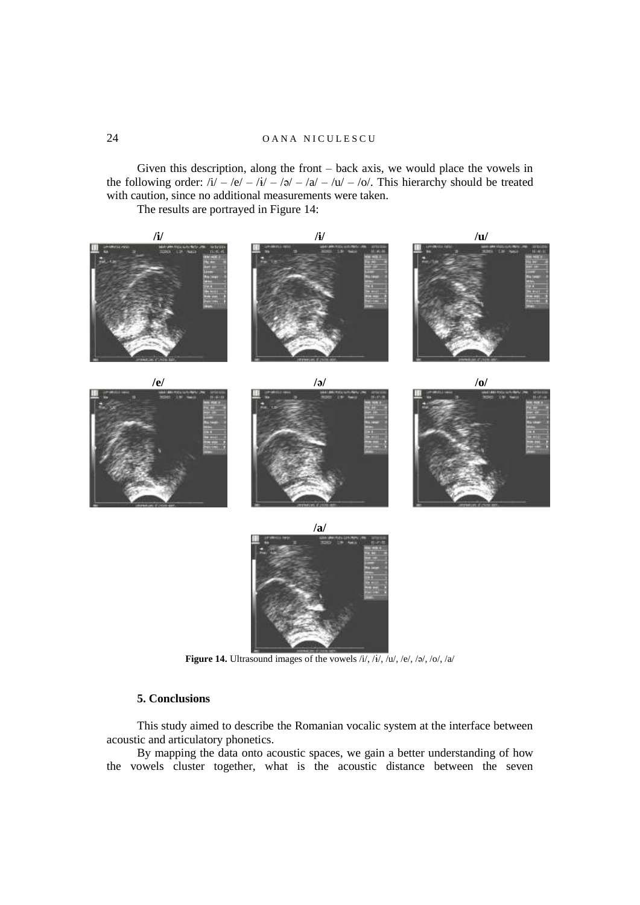Given this description, along the front – back axis, we would place the vowels in the following order: /i/ – /e/ – /ɨ/ – /ə/ – /a/ – /u/ – /o/. This hierarchy should be treated with caution, since no additional measurements were taken.

The results are portrayed in Figure 14:

**Figure 14.** Ultrasound images of the vowels /i/, /ɨ/, /u/, /e/, /ə/, /o/, /a/

### 5. Conclusions

This study aimed to describe the Romanian vocalic system at the interface between acoustic and articulatory phonetics.

By mapping the data onto acoustic spaces, we gain a better understanding of how the vowels cluster together, what is the acoustic distance between the seven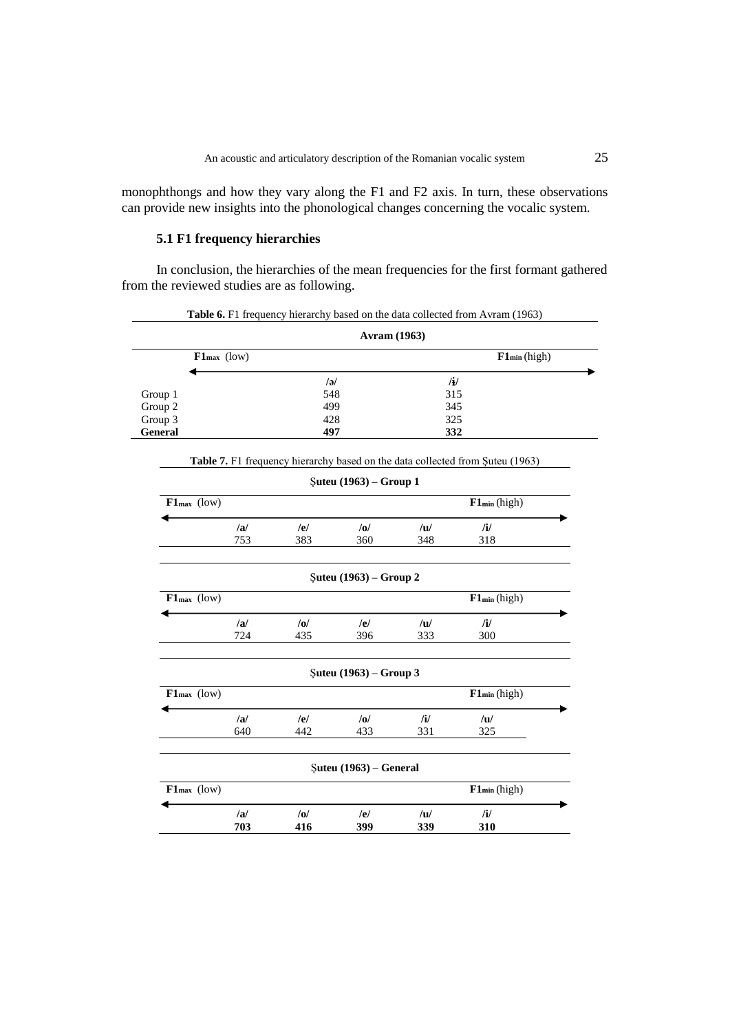monophthongs and how they vary along the F1 and F2 axis. In turn, these observations can provide new insights into the phonological changes concerning the vocalic system.

### 5.1 F1 frequency hierarchies

In conclusion, the hierarchies of the mean frequencies for the first formant gathered from the reviewed studies are as following.

**Table 6.** F1 frequency hierarchy based on the data collected from Avram (1963)

| Avram (1963) | | |
|---|---|---|
| | $F1_{max}$ (low) ← | → $F1_{min}$ (high) |
| | /ə/ | /ɨ/ |
| Group 1 | 548 | 315 |
| Group 2 | 499 | 345 |
| Group 3 | 428 | 325 |
| **General** | **497** | **332** |

**Table 7.** F1 frequency hierarchy based on the data collected from Șuteu (1963)

**Șuteu (1963) – Group 1**

$F1_{max}$ (low) ← → $F1_{min}$ (high)

| /a/ | /e/ | /o/ | /u/ | /i/ |
|---|---|---|---|---|
| 753 | 383 | 360 | 348 | 318 |

**Șuteu (1963) – Group 2**

$F1_{max}$ (low) ← → $F1_{min}$ (high)

| /a/ | /o/ | /e/ | /u/ | /i/ |
|---|---|---|---|---|
| 724 | 435 | 396 | 333 | 300 |

**Șuteu (1963) – Group 3**

$F1_{max}$ (low) ← → $F1_{min}$ (high)

| /a/ | /e/ | /o/ | /i/ | /u/ |
|---|---|---|---|---|
| 640 | 442 | 433 | 331 | 325 |

**Șuteu (1963) – General**

$F1_{max}$ (low) ← → $F1_{min}$ (high)

| /a/ | /o/ | /e/ | /u/ | /i/ |
|---|---|---|---|---|
| **703** | **416** | **399** | **339** | **310** |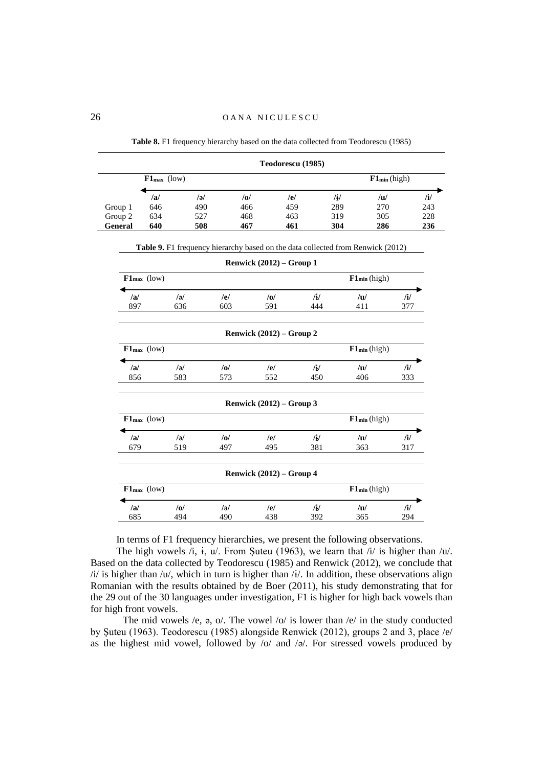**Table 8.** F1 frequency hierarchy based on the data collected from Teodorescu (1985)

| | Teodorescu (1985) | | | | | | |
|---|---|---|---|---|---|---|---|
| | $F1_{max}$ (low) | | | | | $F1_{min}$ (high) | |
| | /a/ | /ə/ | /o/ | /e/ | /ɨ/ | /u/ | /i/ |
| Group 1 | 646 | 490 | 466 | 459 | 289 | 270 | 243 |
| Group 2 | 634 | 527 | 468 | 463 | 319 | 305 | 228 |
| **General** | **640** | **508** | **467** | **461** | **304** | **286** | **236** |

**Table 9.** F1 frequency hierarchy based on the data collected from Renwick (2012)

| Renwick (2012) – Group 1 | | | | | | |
|---|---|---|---|---|---|---|
| $F1_{max}$ (low) | | | | | $F1_{min}$ (high) | |
| /a/ | /ə/ | /e/ | /o/ | /ɨ/ | /u/ | /i/ |
| 897 | 636 | 603 | 591 | 444 | 411 | 377 |

| Renwick (2012) – Group 2 | | | | | | |
|---|---|---|---|---|---|---|
| $F1_{max}$ (low) | | | | | $F1_{min}$ (high) | |
| /a/ | /ə/ | /o/ | /e/ | /ɨ/ | /u/ | /i/ |
| 856 | 583 | 573 | 552 | 450 | 406 | 333 |

| Renwick (2012) – Group 3 | | | | | | |
|---|---|---|---|---|---|---|
| $F1_{max}$ (low) | | | | | $F1_{min}$ (high) | |
| /a/ | /ə/ | /o/ | /e/ | /ɨ/ | /u/ | /i/ |
| 679 | 519 | 497 | 495 | 381 | 363 | 317 |

| Renwick (2012) – Group 4 | | | | | | |
|---|---|---|---|---|---|---|
| $F1_{max}$ (low) | | | | | $F1_{min}$ (high) | |
| /a/ | /o/ | /ə/ | /e/ | /ɨ/ | /u/ | /i/ |
| 685 | 494 | 490 | 438 | 392 | 365 | 294 |

In terms of F1 frequency hierarchies, we present the following observations.

The high vowels /i, ɨ, u/. From Șuteu (1963), we learn that /i/ is higher than /u/. Based on the data collected by Teodorescu (1985) and Renwick (2012), we conclude that /i/ is higher than /u/, which in turn is higher than /ɨ/. In addition, these observations align Romanian with the results obtained by de Boer (2011), his study demonstrating that for the 29 out of the 30 languages under investigation, F1 is higher for high back vowels than for high front vowels.

The mid vowels /e, ə, o/. The vowel /o/ is lower than /e/ in the study conducted by Șuteu (1963). Teodorescu (1985) alongside Renwick (2012), groups 2 and 3, place /e/ as the highest mid vowel, followed by /o/ and /ə/. For stressed vowels produced by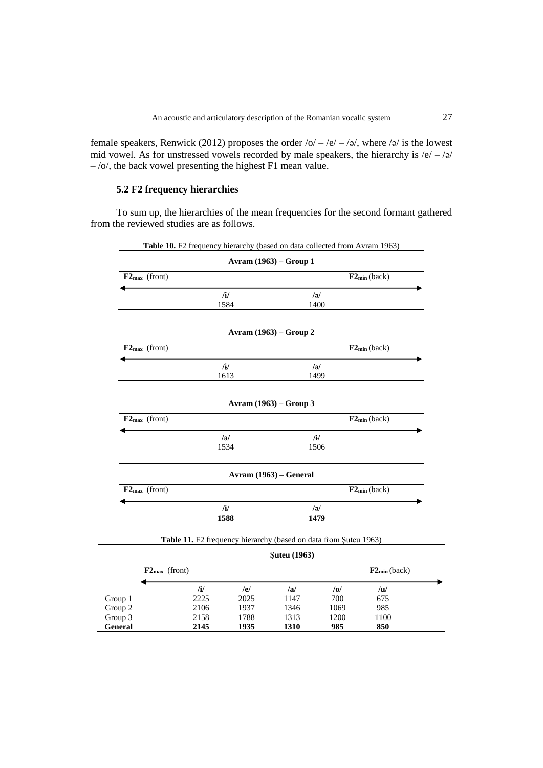female speakers, Renwick (2012) proposes the order /o/ – /e/ – /ə/, where /ə/ is the lowest mid vowel. As for unstressed vowels recorded by male speakers, the hierarchy is /e/ – /ə/ – /o/, the back vowel presenting the highest F1 mean value.

### 5.2 F2 frequency hierarchies

To sum up, the hierarchies of the mean frequencies for the second formant gathered from the reviewed studies are as follows.

**Table 10.** F2 frequency hierarchy (based on data collected from Avram 1963)

| Avram (1963) – Group 1 | | | |
|---|---|---|---|
| **F2$_{max}$** (front) | | | **F2$_{min}$** (back) |
| | **/ɨ/** | **/ə/** | |
| | 1584 | 1400 | |

| Avram (1963) – Group 2 | | | |
|---|---|---|---|
| **F2$_{max}$** (front) | | | **F2$_{min}$** (back) |
| | **/ɨ/** | **/ə/** | |
| | 1613 | 1499 | |

| Avram (1963) – Group 3 | | | |
|---|---|---|---|
| **F2$_{max}$** (front) | | | **F2$_{min}$** (back) |
| | **/ə/** | **/ɨ/** | |
| | 1534 | 1506 | |

| Avram (1963) – General | | | |
|---|---|---|---|
| **F2$_{max}$** (front) | | | **F2$_{min}$** (back) |
| | **/ɨ/** | **/ə/** | |
| | **1588** | **1479** | |

**Table 11.** F2 frequency hierarchy (based on data from Şuteu 1963)

| Şuteu (1963) | | | | | |
|---|---|---|---|---|---|
| | **F2$_{max}$** (front) | | | | **F2$_{min}$** (back) |
| | **/i/** | **/e/** | **/a/** | **/o/** | **/u/** |
| Group 1 | 2225 | 2025 | 1147 | 700 | 675 |
| Group 2 | 2106 | 1937 | 1346 | 1069 | 985 |
| Group 3 | 2158 | 1788 | 1313 | 1200 | 1100 |
| **General** | **2145** | **1935** | **1310** | **985** | **850** |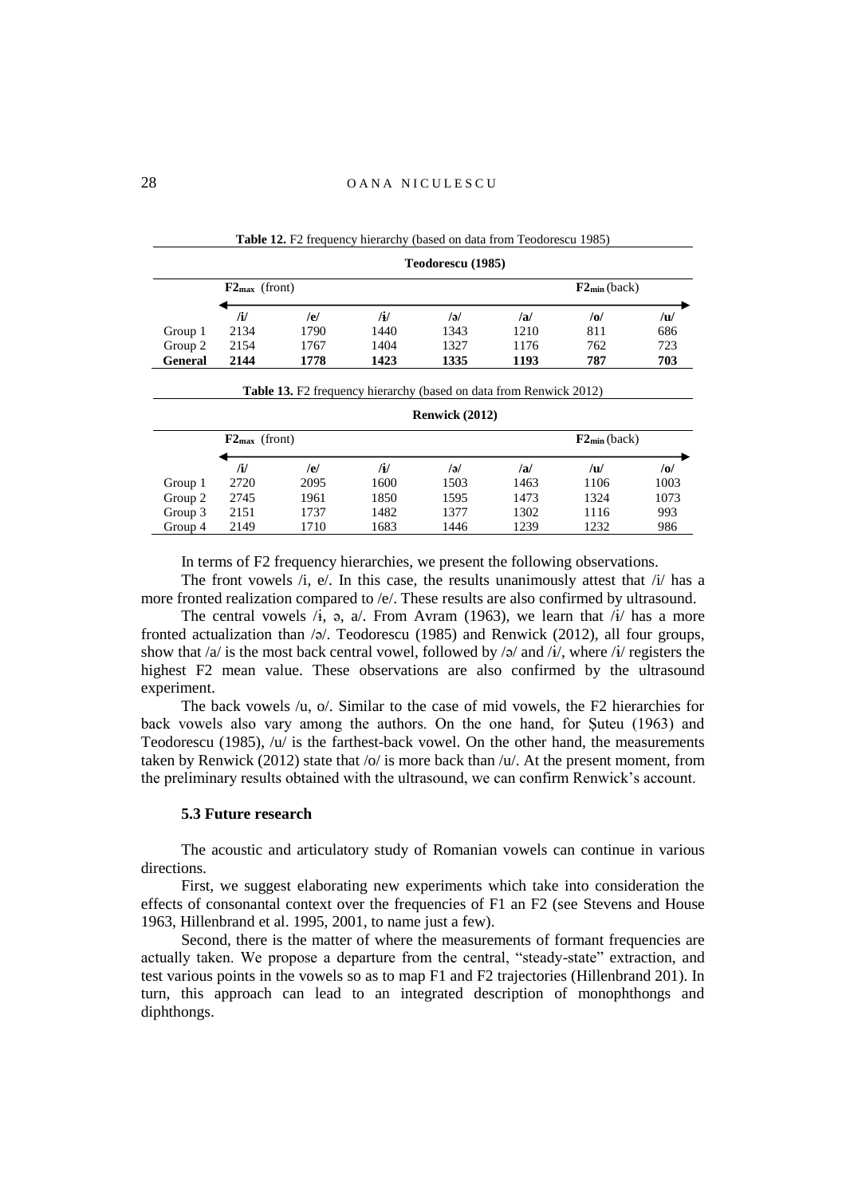**Table 12.** F2 frequency hierarchy (based on data from Teodorescu 1985)

| | Teodorescu (1985) | | | | | | |
|---|---|---|---|---|---|---|---|
| | $F2_{max}$ (front) | | | | | $F2_{min}$ (back) | |
| | /i/ | /e/ | /ɨ/ | /ə/ | /a/ | /o/ | /u/ |
| Group 1 | 2134 | 1790 | 1440 | 1343 | 1210 | 811 | 686 |
| Group 2 | 2154 | 1767 | 1404 | 1327 | 1176 | 762 | 723 |
| **General** | **2144** | **1778** | **1423** | **1335** | **1193** | **787** | **703** |

**Table 13.** F2 frequency hierarchy (based on data from Renwick 2012)

| | Renwick (2012) | | | | | | |
|---|---|---|---|---|---|---|---|
| | $F2_{max}$ (front) | | | | | $F2_{min}$ (back) | |
| | /i/ | /e/ | /ɨ/ | /ə/ | /a/ | /u/ | /o/ |
| Group 1 | 2720 | 2095 | 1600 | 1503 | 1463 | 1106 | 1003 |
| Group 2 | 2745 | 1961 | 1850 | 1595 | 1473 | 1324 | 1073 |
| Group 3 | 2151 | 1737 | 1482 | 1377 | 1302 | 1116 | 993 |
| Group 4 | 2149 | 1710 | 1683 | 1446 | 1239 | 1232 | 986 |

In terms of F2 frequency hierarchies, we present the following observations.

The front vowels /i, e/. In this case, the results unanimously attest that /i/ has a more fronted realization compared to /e/. These results are also confirmed by ultrasound.

The central vowels /ɨ, ə, a/. From Avram (1963), we learn that /ɨ/ has a more fronted actualization than /ə/. Teodorescu (1985) and Renwick (2012), all four groups, show that /a/ is the most back central vowel, followed by /ə/ and /ɨ/, where /ɨ/ registers the highest F2 mean value. These observations are also confirmed by the ultrasound experiment.

The back vowels /u, o/. Similar to the case of mid vowels, the F2 hierarchies for back vowels also vary among the authors. On the one hand, for Șuteu (1963) and Teodorescu (1985), /u/ is the farthest-back vowel. On the other hand, the measurements taken by Renwick (2012) state that /o/ is more back than /u/. At the present moment, from the preliminary results obtained with the ultrasound, we can confirm Renwick's account.

### 5.3 Future research

The acoustic and articulatory study of Romanian vowels can continue in various directions.

First, we suggest elaborating new experiments which take into consideration the effects of consonantal context over the frequencies of F1 an F2 (see Stevens and House 1963, Hillenbrand et al. 1995, 2001, to name just a few).

Second, there is the matter of where the measurements of formant frequencies are actually taken. We propose a departure from the central, "steady-state" extraction, and test various points in the vowels so as to map F1 and F2 trajectories (Hillenbrand 201). In turn, this approach can lead to an integrated description of monophthongs and diphthongs.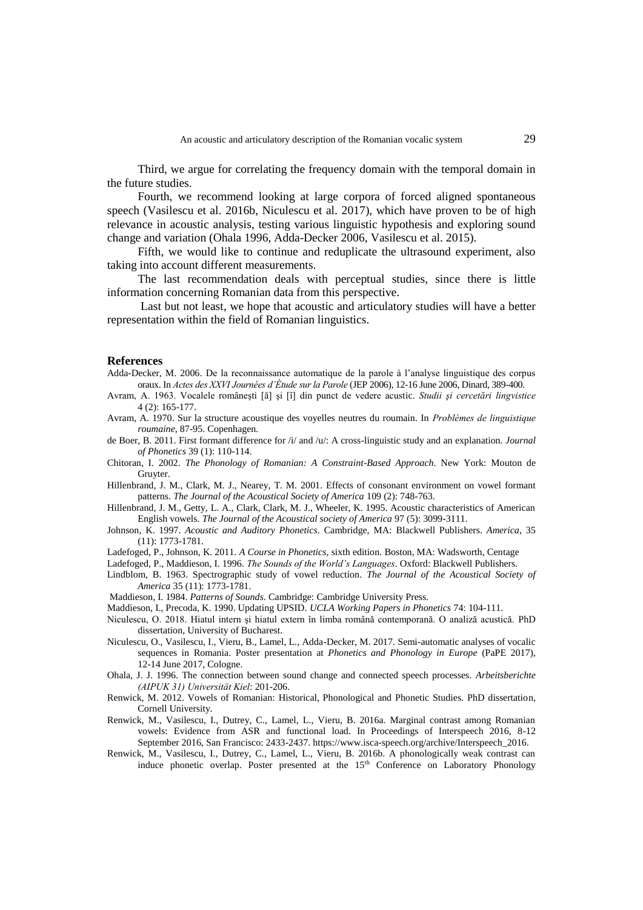Third, we argue for correlating the frequency domain with the temporal domain in the future studies.

Fourth, we recommend looking at large corpora of forced aligned spontaneous speech (Vasilescu et al. 2016b, Niculescu et al. 2017), which have proven to be of high relevance in acoustic analysis, testing various linguistic hypothesis and exploring sound change and variation (Ohala 1996, Adda-Decker 2006, Vasilescu et al. 2015).

Fifth, we would like to continue and reduplicate the ultrasound experiment, also taking into account different measurements.

The last recommendation deals with perceptual studies, since there is little information concerning Romanian data from this perspective.

Last but not least, we hope that acoustic and articulatory studies will have a better representation within the field of Romanian linguistics.

## References

Adda-Decker, M. 2006. De la reconnaissance automatique de la parole à l'analyse linguistique des corpus oraux. In *Actes des XXVI Journées d'Étude sur la Parole* (JEP 2006), 12-16 June 2006, Dinard, 389-400.

Avram, A. 1963. Vocalele româneşti [ă] şi [î] din punct de vedere acustic. *Studii şi cercetări lingvistice* 4 (2): 165-177.

Avram, A. 1970. Sur la structure acoustique des voyelles neutres du roumain. In *Problèmes de linguistique roumaine*, 87-95. Copenhagen.

de Boer, B. 2011. First formant difference for /i/ and /u/: A cross-linguistic study and an explanation. *Journal of Phonetics* 39 (1): 110-114.

Chitoran, I. 2002. *The Phonology of Romanian: A Constraint-Based Approach*. New York: Mouton de Gruyter.

Hillenbrand, J. M., Clark, M. J., Nearey, T. M. 2001. Effects of consonant environment on vowel formant patterns. *The Journal of the Acoustical Society of America* 109 (2): 748-763.

Hillenbrand, J. M., Getty, L. A., Clark, Clark, M. J., Wheeler, K. 1995. Acoustic characteristics of American English vowels. *The Journal of the Acoustical society of America* 97 (5): 3099-3111.

Johnson, K. 1997. *Acoustic and Auditory Phonetics*. Cambridge, MA: Blackwell Publishers. *America*, 35 (11): 1773-1781.

Ladefoged, P., Johnson, K. 2011. *A Course in Phonetics*, sixth edition. Boston, MA: Wadsworth, Centage

Ladefoged, P., Maddieson, I. 1996. *The Sounds of the World's Languages*. Oxford: Blackwell Publishers.

Lindblom, B. 1963. Spectrographic study of vowel reduction. *The Journal of the Acoustical Society of America* 35 (11): 1773-1781.

Maddieson, I. 1984. *Patterns of Sounds*. Cambridge: Cambridge University Press.

Maddieson, I., Precoda, K. 1990. Updating UPSID. *UCLA Working Papers in Phonetics* 74: 104-111.

Niculescu, O. 2018. Hiatul intern şi hiatul extern în limba română contemporană. O analiză acustică. PhD dissertation, University of Bucharest.

Niculescu, O., Vasilescu, I., Vieru, B., Lamel, L., Adda-Decker, M. 2017. Semi-automatic analyses of vocalic sequences in Romania. Poster presentation at *Phonetics and Phonology in Europe* (PaPE 2017), 12-14 June 2017, Cologne.

Ohala, J. J. 1996. The connection between sound change and connected speech processes. *Arbeitsberichte (AIPUK 31) Universität Kiel*: 201-206.

Renwick, M. 2012. Vowels of Romanian: Historical, Phonological and Phonetic Studies. PhD dissertation, Cornell University.

Renwick, M., Vasilescu, I., Dutrey, C., Lamel, L., Vieru, B. 2016a. Marginal contrast among Romanian vowels: Evidence from ASR and functional load. In Proceedings of Interspeech 2016, 8-12 September 2016, San Francisco: 2433-2437. https://www.isca-speech.org/archive/Interspeech_2016.

Renwick, M., Vasilescu, I., Dutrey, C., Lamel, L., Vieru, B. 2016b. A phonologically weak contrast can induce phonetic overlap. Poster presented at the 15th Conference on Laboratory Phonology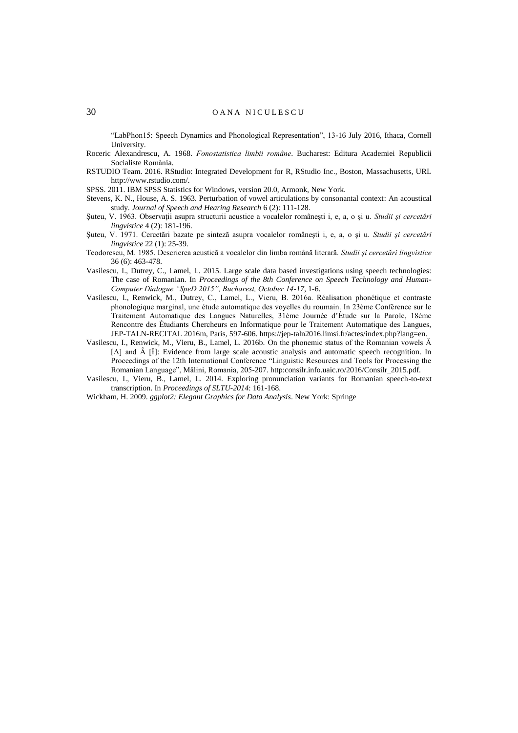"LabPhon15: Speech Dynamics and Phonological Representation", 13-16 July 2016, Ithaca, Cornell University.

Roceric Alexandrescu, A. 1968. *Fonostatistica limbii române*. Bucharest: Editura Academiei Republicii Socialiste România.

RSTUDIO Team. 2016. RStudio: Integrated Development for R, RStudio Inc., Boston, Massachusetts, URL http://www.rstudio.com/.

SPSS. 2011. IBM SPSS Statistics for Windows, version 20.0, Armonk, New York.

Stevens, K. N., House, A. S. 1963. Perturbation of vowel articulations by consonantal context: An acoustical study. *Journal of Speech and Hearing Research* 6 (2): 111-128.

Şuteu, V. 1963. Observaţii asupra structurii acustice a vocalelor româneşti i, e, a, o şi u. *Studii şi cercetări lingvistice* 4 (2): 181-196.

Şuteu, V. 1971. Cercetări bazate pe sinteză asupra vocalelor româneşti i, e, a, o şi u. *Studii şi cercetări lingvistice* 22 (1): 25-39.

Teodorescu, M. 1985. Descrierea acustică a vocalelor din limba română literară. *Studii şi cercetări lingvistice* 36 (6): 463-478.

Vasilescu, I., Dutrey, C., Lamel, L. 2015. Large scale data based investigations using speech technologies: The case of Romanian. In *Proceedings of the 8th Conference on Speech Technology and Human-Computer Dialogue "SpeD 2015", Bucharest, October 14-17*, 1-6.

Vasilescu, I., Renwick, M., Dutrey, C., Lamel, L., Vieru, B. 2016a. Réalisation phonétique et contraste phonologique marginal, une étude automatique des voyelles du roumain. In 23ème Conférence sur le Traitement Automatique des Langues Naturelles, 31ème Journée d'Étude sur la Parole, 18ème Rencontre des Étudiants Chercheurs en Informatique pour le Traitement Automatique des Langues, JEP-TALN-RECITAL 2016m, Paris, 597-606. https://jep-taln2016.limsi.fr/actes/index.php?lang=en.

Vasilescu, I., Renwick, M., Vieru, B., Lamel, L. 2016b. On the phonemic status of the Romanian vowels Ă [ʌ] and Â [ɨ]: Evidence from large scale acoustic analysis and automatic speech recognition. In Proceedings of the 12th International Conference "Linguistic Resources and Tools for Processing the Romanian Language", Mălini, Romania, 205-207. http:consilr.info.uaic.ro/2016/Consilr_2015.pdf.

Vasilescu, I., Vieru, B., Lamel, L. 2014. Exploring pronunciation variants for Romanian speech-to-text transcription. In *Proceedings of SLTU-2014*: 161-168.

Wickham, H. 2009. *ggplot2: Elegant Graphics for Data Analysis*. New York: Springe